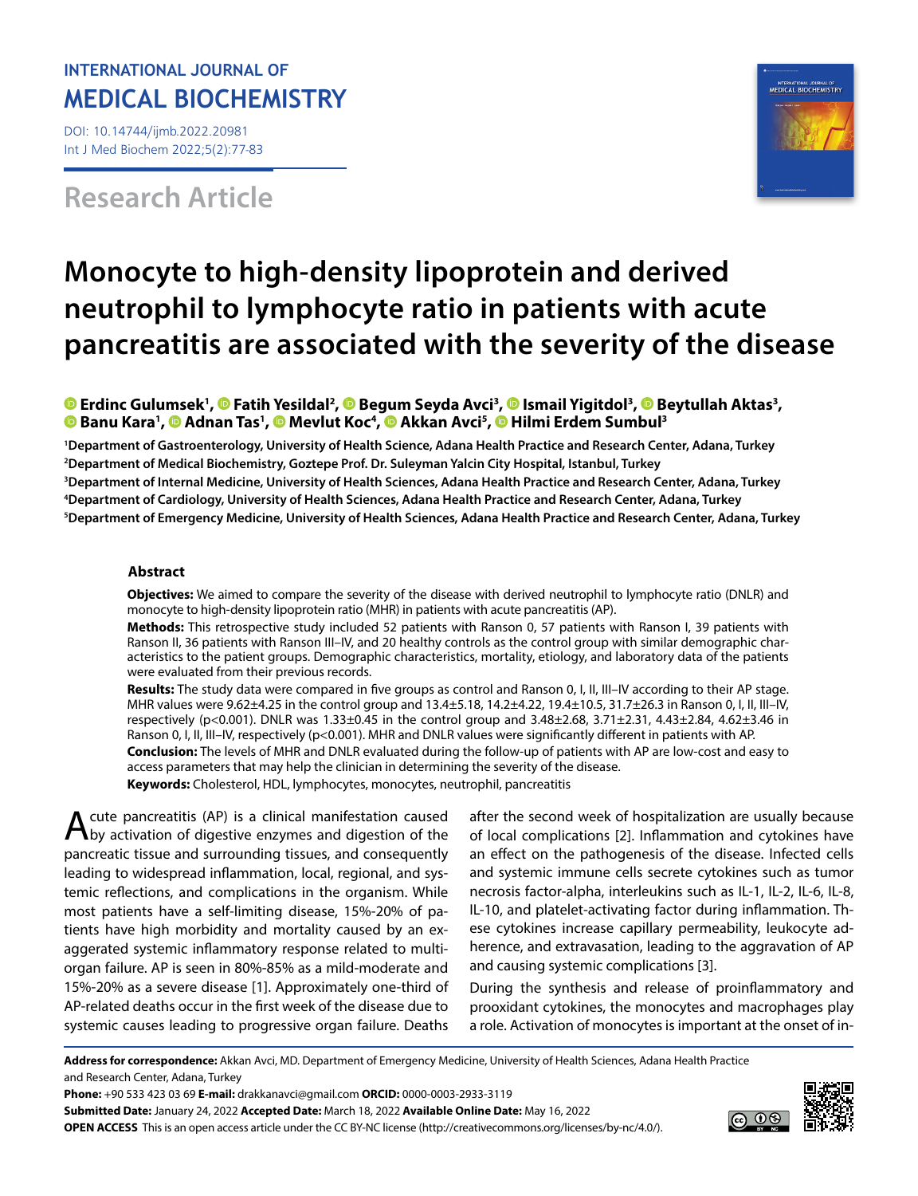INTERNATIONAL JOURNAL OF
MEDICAL BIOCHEMISTRY

DOI: 10.14744/ijmb.2022.20981
Int J Med Biochem 2022;5(2):77-83

Research Article

# Monocyte to high-density lipoprotein and derived neutrophil to lymphocyte ratio in patients with acute pancreatitis are associated with the severity of the disease

**Erdinc Gulumsek[1], Fatih Yesildal[2], Begum Seyda Avci[3], Ismail Yigitdol[3], Beytullah Aktas[3], Banu Kara[1], Adnan Tas[1], Mevlut Koc[4], Akkan Avci[5], Hilmi Erdem Sumbul[3]**

[1]Department of Gastroenterology, University of Health Science, Adana Health Practice and Research Center, Adana, Turkey
[2]Department of Medical Biochemistry, Goztepe Prof. Dr. Suleyman Yalcin City Hospital, Istanbul, Turkey
[3]Department of Internal Medicine, University of Health Sciences, Adana Health Practice and Research Center, Adana, Turkey
[4]Department of Cardiology, University of Health Sciences, Adana Health Practice and Research Center, Adana, Turkey
[5]Department of Emergency Medicine, University of Health Sciences, Adana Health Practice and Research Center, Adana, Turkey

## Abstract

**Objectives:** We aimed to compare the severity of the disease with derived neutrophil to lymphocyte ratio (DNLR) and monocyte to high-density lipoprotein ratio (MHR) in patients with acute pancreatitis (AP).

**Methods:** This retrospective study included 52 patients with Ranson 0, 57 patients with Ranson I, 39 patients with Ranson II, 36 patients with Ranson III–IV, and 20 healthy controls as the control group with similar demographic characteristics to the patient groups. Demographic characteristics, mortality, etiology, and laboratory data of the patients were evaluated from their previous records.

**Results:** The study data were compared in five groups as control and Ranson 0, I, II, III–IV according to their AP stage. MHR values were 9.62±4.25 in the control group and 13.4±5.18, 14.2±4.22, 19.4±10.5, 31.7±26.3 in Ranson 0, I, II, III–IV, respectively (p<0.001). DNLR was 1.33±0.45 in the control group and 3.48±2.68, 3.71±2.31, 4.43±2.84, 4.62±3.46 in Ranson 0, I, II, III–IV, respectively (p<0.001). MHR and DNLR values were significantly different in patients with AP.

**Conclusion:** The levels of MHR and DNLR evaluated during the follow-up of patients with AP are low-cost and easy to access parameters that may help the clinician in determining the severity of the disease.

**Keywords:** Cholesterol, HDL, lymphocytes, monocytes, neutrophil, pancreatitis

Acute pancreatitis (AP) is a clinical manifestation caused by activation of digestive enzymes and digestion of the pancreatic tissue and surrounding tissues, and consequently leading to widespread inflammation, local, regional, and systemic reflections, and complications in the organism. While most patients have a self-limiting disease, 15%-20% of patients have high morbidity and mortality caused by an exaggerated systemic inflammatory response related to multiorgan failure. AP is seen in 80%-85% as a mild-moderate and 15%-20% as a severe disease [1]. Approximately one-third of AP-related deaths occur in the first week of the disease due to systemic causes leading to progressive organ failure. Deaths after the second week of hospitalization are usually because of local complications [2]. Inflammation and cytokines have an effect on the pathogenesis of the disease. Infected cells and systemic immune cells secrete cytokines such as tumor necrosis factor-alpha, interleukins such as IL-1, IL-2, IL-6, IL-8, IL-10, and platelet-activating factor during inflammation. These cytokines increase capillary permeability, leukocyte adherence, and extravasation, leading to the aggravation of AP and causing systemic complications [3].

During the synthesis and release of proinflammatory and prooxidant cytokines, the monocytes and macrophages play a role. Activation of monocytes is important at the onset of in-

**Address for correspondence:** Akkan Avci, MD. Department of Emergency Medicine, University of Health Sciences, Adana Health Practice and Research Center, Adana, Turkey
**Phone:** +90 533 423 03 69 **E-mail:** drakkanavci@gmail.com **ORCID:** 0000-0003-2933-3119
**Submitted Date:** January 24, 2022 **Accepted Date:** March 18, 2022 **Available Online Date:** May 16, 2022
**OPEN ACCESS** This is an open access article under the CC BY-NC license (http://creativecommons.org/licenses/by-nc/4.0/).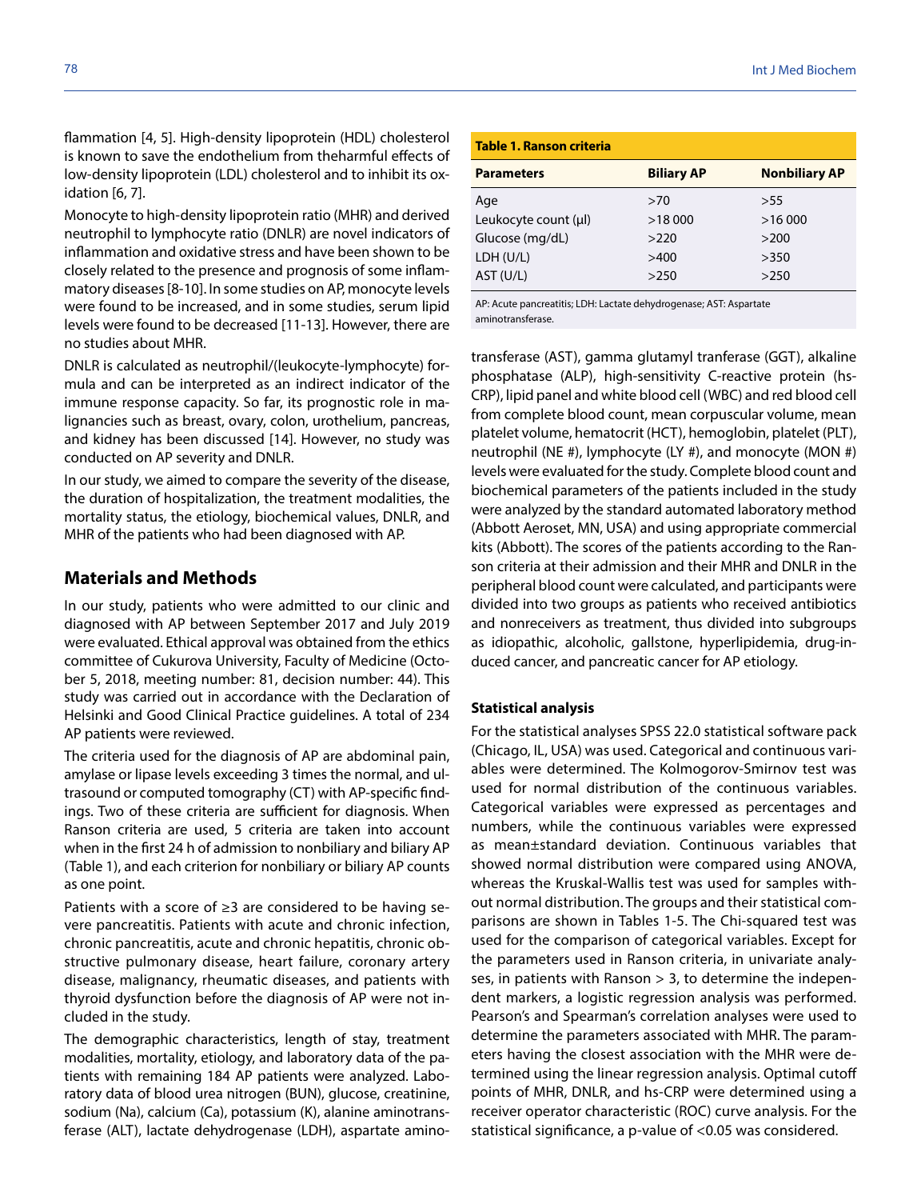flammation [4, 5]. High-density lipoprotein (HDL) cholesterol is known to save the endothelium from theharmful effects of low-density lipoprotein (LDL) cholesterol and to inhibit its oxidation [6, 7].

Monocyte to high-density lipoprotein ratio (MHR) and derived neutrophil to lymphocyte ratio (DNLR) are novel indicators of inflammation and oxidative stress and have been shown to be closely related to the presence and prognosis of some inflammatory diseases [8-10]. In some studies on AP, monocyte levels were found to be increased, and in some studies, serum lipid levels were found to be decreased [11-13]. However, there are no studies about MHR.

DNLR is calculated as neutrophil/(leukocyte-lymphocyte) formula and can be interpreted as an indirect indicator of the immune response capacity. So far, its prognostic role in malignancies such as breast, ovary, colon, urothelium, pancreas, and kidney has been discussed [14]. However, no study was conducted on AP severity and DNLR.

In our study, we aimed to compare the severity of the disease, the duration of hospitalization, the treatment modalities, the mortality status, the etiology, biochemical values, DNLR, and MHR of the patients who had been diagnosed with AP.

## Materials and Methods

In our study, patients who were admitted to our clinic and diagnosed with AP between September 2017 and July 2019 were evaluated. Ethical approval was obtained from the ethics committee of Cukurova University, Faculty of Medicine (October 5, 2018, meeting number: 81, decision number: 44). This study was carried out in accordance with the Declaration of Helsinki and Good Clinical Practice guidelines. A total of 234 AP patients were reviewed.

The criteria used for the diagnosis of AP are abdominal pain, amylase or lipase levels exceeding 3 times the normal, and ultrasound or computed tomography (CT) with AP-specific findings. Two of these criteria are sufficient for diagnosis. When Ranson criteria are used, 5 criteria are taken into account when in the first 24 h of admission to nonbiliary and biliary AP (Table 1), and each criterion for nonbiliary or biliary AP counts as one point.

**Table 1. Ranson criteria**

| Parameters | Biliary AP | Nonbiliary AP |
|---|---|---|
| Age | >70 | >55 |
| Leukocyte count (μl) | >18 000 | >16 000 |
| Glucose (mg/dL) | >220 | >200 |
| LDH (U/L) | >400 | >350 |
| AST (U/L) | >250 | >250 |

AP: Acute pancreatitis; LDH: Lactate dehydrogenase; AST: Aspartate aminotransferase.

Patients with a score of ≥3 are considered to be having severe pancreatitis. Patients with acute and chronic infection, chronic pancreatitis, acute and chronic hepatitis, chronic obstructive pulmonary disease, heart failure, coronary artery disease, malignancy, rheumatic diseases, and patients with thyroid dysfunction before the diagnosis of AP were not included in the study.

The demographic characteristics, length of stay, treatment modalities, mortality, etiology, and laboratory data of the patients with remaining 184 AP patients were analyzed. Laboratory data of blood urea nitrogen (BUN), glucose, creatinine, sodium (Na), calcium (Ca), potassium (K), alanine aminotransferase (ALT), lactate dehydrogenase (LDH), aspartate aminotransferase (AST), gamma glutamyl tranferase (GGT), alkaline phosphatase (ALP), high-sensitivity C-reactive protein (hs-CRP), lipid panel and white blood cell (WBC) and red blood cell from complete blood count, mean corpuscular volume, mean platelet volume, hematocrit (HCT), hemoglobin, platelet (PLT), neutrophil (NE #), lymphocyte (LY #), and monocyte (MON #) levels were evaluated for the study. Complete blood count and biochemical parameters of the patients included in the study were analyzed by the standard automated laboratory method (Abbott Aeroset, MN, USA) and using appropriate commercial kits (Abbott). The scores of the patients according to the Ranson criteria at their admission and their MHR and DNLR in the peripheral blood count were calculated, and participants were divided into two groups as patients who received antibiotics and nonreceivers as treatment, thus divided into subgroups as idiopathic, alcoholic, gallstone, hyperlipidemia, drug-induced cancer, and pancreatic cancer for AP etiology.

### Statistical analysis

For the statistical analyses SPSS 22.0 statistical software pack (Chicago, IL, USA) was used. Categorical and continuous variables were determined. The Kolmogorov-Smirnov test was used for normal distribution of the continuous variables. Categorical variables were expressed as percentages and numbers, while the continuous variables were expressed as mean±standard deviation. Continuous variables that showed normal distribution were compared using ANOVA, whereas the Kruskal-Wallis test was used for samples without normal distribution. The groups and their statistical comparisons are shown in Tables 1-5. The Chi-squared test was used for the comparison of categorical variables. Except for the parameters used in Ranson criteria, in univariate analyses, in patients with Ranson > 3, to determine the independent markers, a logistic regression analysis was performed. Pearson's and Spearman's correlation analyses were used to determine the parameters associated with MHR. The parameters having the closest association with the MHR were determined using the linear regression analysis. Optimal cutoff points of MHR, DNLR, and hs-CRP were determined using a receiver operator characteristic (ROC) curve analysis. For the statistical significance, a p-value of <0.05 was considered.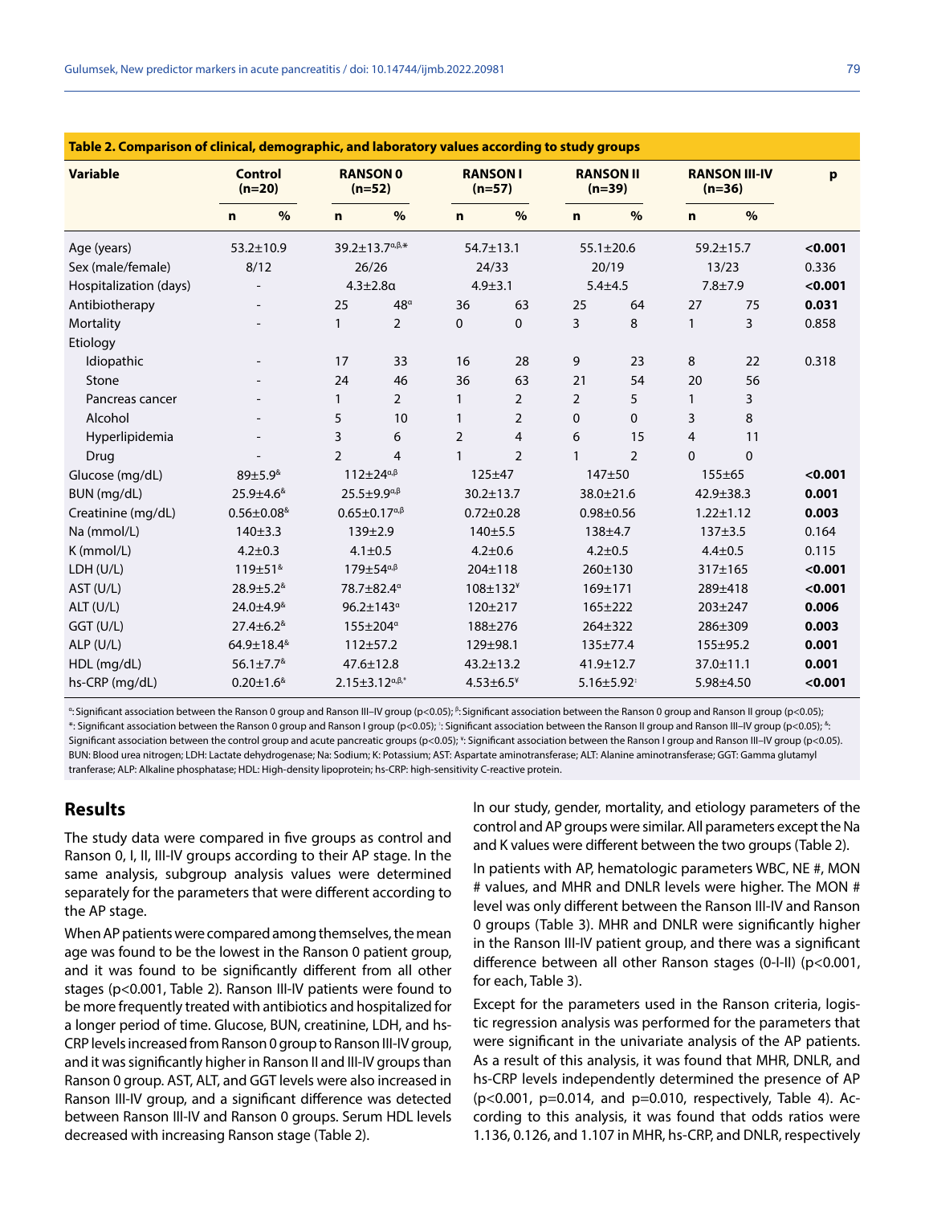**Table 2. Comparison of clinical, demographic, and laboratory values according to study groups**

| Variable | Control (n=20) | | RANSON 0 (n=52) | | RANSON I (n=57) | | RANSON II (n=39) | | RANSON III-IV (n=36) | | p |
|---|---|---|---|---|---|---|---|---|---|---|---|
| | n | % | n | % | n | % | n | % | n | % | |
| Age (years) | 53.2±10.9 | | 39.2±13.7$^{α,β,*}$ | | 54.7±13.1 | | 55.1±20.6 | | 59.2±15.7 | | **<0.001** |
| Sex (male/female) | 8/12 | | 26/26 | | 24/33 | | 20/19 | | 13/23 | | 0.336 |
| Hospitalization (days) | - | | 4.3±2.8α | | 4.9±3.1 | | 5.4±4.5 | | 7.8±7.9 | | **<0.001** |
| Antibiotherapy | - | | 25 | 48$^{α}$ | 36 | 63 | 25 | 64 | 27 | 75 | **0.031** |
| Mortality | - | | 1 | 2 | 0 | 0 | 3 | 8 | 1 | 3 | 0.858 |
| Etiology | | | | | | | | | | | |
| Idiopathic | - | | 17 | 33 | 16 | 28 | 9 | 23 | 8 | 22 | 0.318 |
| Stone | - | | 24 | 46 | 36 | 63 | 21 | 54 | 20 | 56 | |
| Pancreas cancer | - | | 1 | 2 | 1 | 2 | 2 | 5 | 1 | 3 | |
| Alcohol | - | | 5 | 10 | 1 | 2 | 0 | 0 | 3 | 8 | |
| Hyperlipidemia | - | | 3 | 6 | 2 | 4 | 6 | 15 | 4 | 11 | |
| Drug | - | | 2 | 4 | 1 | 2 | 1 | 2 | 0 | 0 | |
| Glucose (mg/dL) | 89±5.9$^{&}$ | | 112±24$^{α,β}$ | | 125±47 | | 147±50 | | 155±65 | | **<0.001** |
| BUN (mg/dL) | 25.9±4.6$^{&}$ | | 25.5±9.9$^{α,β}$ | | 30.2±13.7 | | 38.0±21.6 | | 42.9±38.3 | | **0.001** |
| Creatinine (mg/dL) | 0.56±0.08$^{&}$ | | 0.65±0.17$^{α,β}$ | | 0.72±0.28 | | 0.98±0.56 | | 1.22±1.12 | | **0.003** |
| Na (mmol/L) | 140±3.3 | | 139±2.9 | | 140±5.5 | | 138±4.7 | | 137±3.5 | | 0.164 |
| K (mmol/L) | 4.2±0.3 | | 4.1±0.5 | | 4.2±0.6 | | 4.2±0.5 | | 4.4±0.5 | | 0.115 |
| LDH (U/L) | 119±51$^{&}$ | | 179±54$^{α,β}$ | | 204±118 | | 260±130 | | 317±165 | | **<0.001** |
| AST (U/L) | 28.9±5.2$^{&}$ | | 78.7±82.4$^{α}$ | | 108±132$^{¥}$ | | 169±171 | | 289±418 | | **<0.001** |
| ALT (U/L) | 24.0±4.9$^{&}$ | | 96.2±143$^{α}$ | | 120±217 | | 165±222 | | 203±247 | | **0.006** |
| GGT (U/L) | 27.4±6.2$^{&}$ | | 155±204$^{α}$ | | 188±276 | | 264±322 | | 286±309 | | **0.003** |
| ALP (U/L) | 64.9±18.4$^{&}$ | | 112±57.2 | | 129±98.1 | | 135±77.4 | | 155±95.2 | | **0.001** |
| HDL (mg/dL) | 56.1±7.7$^{&}$ | | 47.6±12.8 | | 43.2±13.2 | | 41.9±12.7 | | 37.0±11.1 | | **0.001** |
| hs-CRP (mg/dL) | 0.20±1.6$^{&}$ | | 2.15±3.12$^{α,β,*}$ | | 4.53±6.5$^{¥}$ | | 5.16±5.92$^{†}$ | | 5.98±4.50 | | **<0.001** |

$^{α}$: Significant association between the Ranson 0 group and Ranson III–IV group (p<0.05); $^{β}$: Significant association between the Ranson 0 group and Ranson II group (p<0.05); *: Significant association between the Ranson 0 group and Ranson I group (p<0.05); $^{†}$: Significant association between the Ranson II group and Ranson III–IV group (p<0.05); $^{&}$: Significant association between the control group and acute pancreatic groups (p<0.05); $^{¥}$: Significant association between the Ranson I group and Ranson III–IV group (p<0.05). BUN: Blood urea nitrogen; LDH: Lactate dehydrogenase; Na: Sodium; K: Potassium; AST: Aspartate aminotransferase; ALT: Alanine aminotransferase; GGT: Gamma glutamyl tranferase; ALP: Alkaline phosphatase; HDL: High-density lipoprotein; hs-CRP: high-sensitivity C-reactive protein.

## Results

The study data were compared in five groups as control and Ranson 0, I, II, III-IV groups according to their AP stage. In the same analysis, subgroup analysis values were determined separately for the parameters that were different according to the AP stage.

When AP patients were compared among themselves, the mean age was found to be the lowest in the Ranson 0 patient group, and it was found to be significantly different from all other stages (p<0.001, Table 2). Ranson III-IV patients were found to be more frequently treated with antibiotics and hospitalized for a longer period of time. Glucose, BUN, creatinine, LDH, and hs-CRP levels increased from Ranson 0 group to Ranson III-IV group, and it was significantly higher in Ranson II and III-IV groups than Ranson 0 group. AST, ALT, and GGT levels were also increased in Ranson III-IV group, and a significant difference was detected between Ranson III-IV and Ranson 0 groups. Serum HDL levels decreased with increasing Ranson stage (Table 2).

In our study, gender, mortality, and etiology parameters of the control and AP groups were similar. All parameters except the Na and K values were different between the two groups (Table 2).

In patients with AP, hematologic parameters WBC, NE #, MON # values, and MHR and DNLR levels were higher. The MON # level was only different between the Ranson III-IV and Ranson 0 groups (Table 3). MHR and DNLR were significantly higher in the Ranson III-IV patient group, and there was a significant difference between all other Ranson stages (0-I-II) (p<0.001, for each, Table 3).

Except for the parameters used in the Ranson criteria, logistic regression analysis was performed for the parameters that were significant in the univariate analysis of the AP patients. As a result of this analysis, it was found that MHR, DNLR, and hs-CRP levels independently determined the presence of AP (p<0.001, p=0.014, and p=0.010, respectively, Table 4). According to this analysis, it was found that odds ratios were 1.136, 0.126, and 1.107 in MHR, hs-CRP, and DNLR, respectively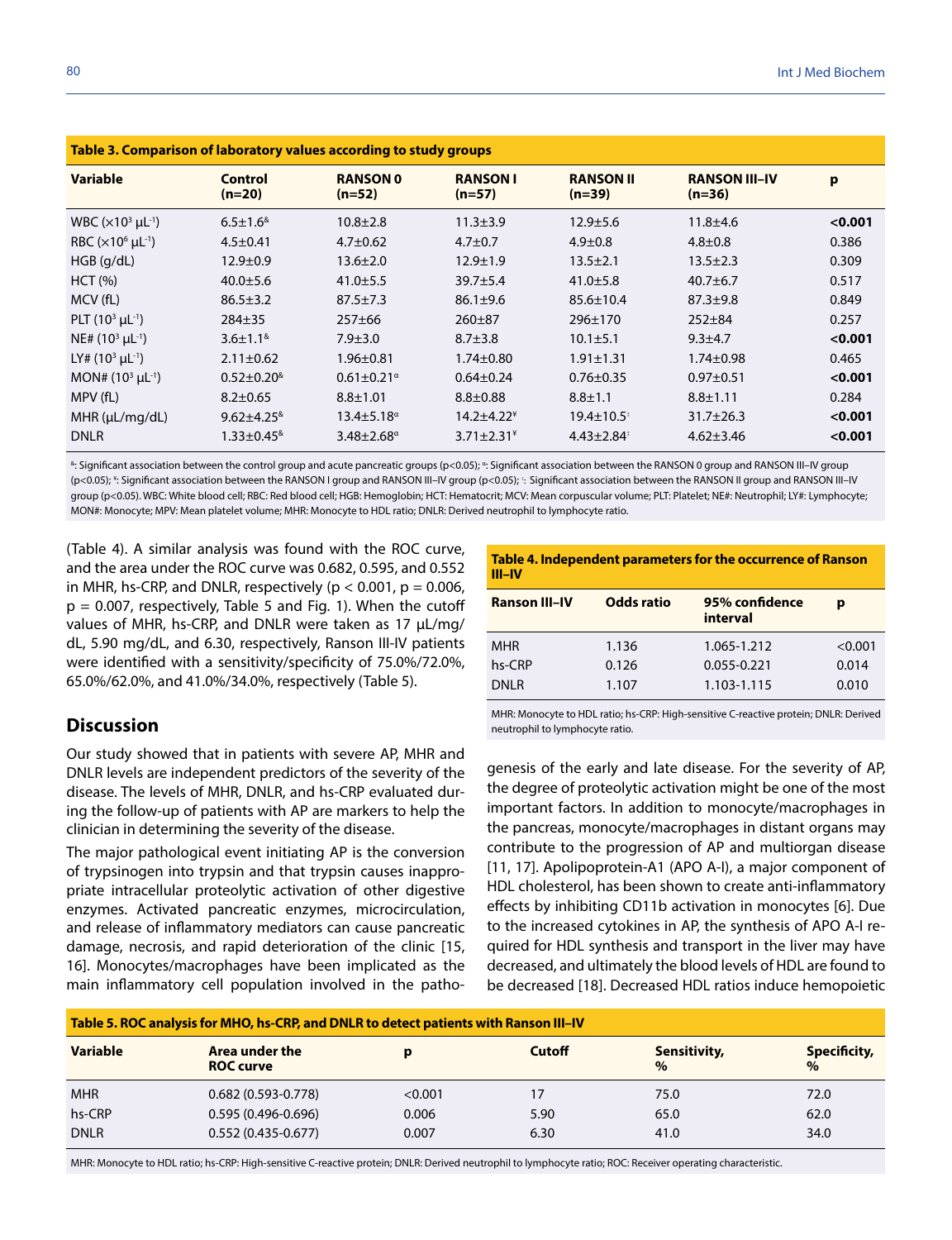**Table 3. Comparison of laboratory values according to study groups**

| Variable | Control (n=20) | RANSON 0 (n=52) | RANSON I (n=57) | RANSON II (n=39) | RANSON III–IV (n=36) | p |
|---|---|---|---|---|---|---|
| WBC ($\times 10^3$ µL$^{-1}$) | 6.5±1.6[&] | 10.8±2.8 | 11.3±3.9 | 12.9±5.6 | 11.8±4.6 | **<0.001** |
| RBC ($\times 10^6$ µL$^{-1}$) | 4.5±0.41 | 4.7±0.62 | 4.7±0.7 | 4.9±0.8 | 4.8±0.8 | 0.386 |
| HGB (g/dL) | 12.9±0.9 | 13.6±2.0 | 12.9±1.9 | 13.5±2.1 | 13.5±2.3 | 0.309 |
| HCT (%) | 40.0±5.6 | 41.0±5.5 | 39.7±5.4 | 41.0±5.8 | 40.7±6.7 | 0.517 |
| MCV (fL) | 86.5±3.2 | 87.5±7.3 | 86.1±9.6 | 85.6±10.4 | 87.3±9.8 | 0.849 |
| PLT ($10^3$ µL$^{-1}$) | 284±35 | 257±66 | 260±87 | 296±170 | 252±84 | 0.257 |
| NE# ($10^3$ µL$^{-1}$) | 3.6±1.1[&] | 7.9±3.0 | 8.7±3.8 | 10.1±5.1 | 9.3±4.7 | **<0.001** |
| LY# ($10^3$ µL$^{-1}$) | 2.11±0.62 | 1.96±0.81 | 1.74±0.80 | 1.91±1.31 | 1.74±0.98 | 0.465 |
| MON# ($10^3$ µL$^{-1}$) | 0.52±0.20[&] | 0.61±0.21[¤] | 0.64±0.24 | 0.76±0.35 | 0.97±0.51 | **<0.001** |
| MPV (fL) | 8.2±0.65 | 8.8±1.01 | 8.8±0.88 | 8.8±1.1 | 8.8±1.11 | 0.284 |
| MHR (µL/mg/dL) | 9.62±4.25[&] | 13.4±5.18[¤] | 14.2±4.22[¥] | 19.4±10.5[‡] | 31.7±26.3 | **<0.001** |
| DNLR | 1.33±0.45[&] | 3.48±2.68[¤] | 3.71±2.31[¥] | 4.43±2.84[‡] | 4.62±3.46 | **<0.001** |

[&]: Significant association between the control group and acute pancreatic groups (p<0.05); [¤]: Significant association between the RANSON 0 group and RANSON III–IV group (p<0.05); [¥]: Significant association between the RANSON I group and RANSON III–IV group (p<0.05); [‡]: Significant association between the RANSON II group and RANSON III–IV group (p<0.05). WBC: White blood cell; RBC: Red blood cell; HGB: Hemoglobin; HCT: Hematocrit; MCV: Mean corpuscular volume; PLT: Platelet; NE#: Neutrophil; LY#: Lymphocyte; MON#: Monocyte; MPV: Mean platelet volume; MHR: Monocyte to HDL ratio; DNLR: Derived neutrophil to lymphocyte ratio.

(Table 4). A similar analysis was found with the ROC curve, and the area under the ROC curve was 0.682, 0.595, and 0.552 in MHR, hs-CRP, and DNLR, respectively ($p < 0.001$, $p = 0.006$, $p = 0.007$, respectively, Table 5 and Fig. 1). When the cutoff values of MHR, hs-CRP, and DNLR were taken as 17 µL/mg/dL, 5.90 mg/dL, and 6.30, respectively, Ranson III-IV patients were identified with a sensitivity/specificity of 75.0%/72.0%, 65.0%/62.0%, and 41.0%/34.0%, respectively (Table 5).

**Table 4. Independent parameters for the occurrence of Ranson III–IV**

| Ranson III–IV | Odds ratio | 95% confidence interval | p |
|---|---|---|---|
| MHR | 1.136 | 1.065-1.212 | <0.001 |
| hs-CRP | 0.126 | 0.055-0.221 | 0.014 |
| DNLR | 1.107 | 1.103-1.115 | 0.010 |

MHR: Monocyte to HDL ratio; hs-CRP: High-sensitive C-reactive protein; DNLR: Derived neutrophil to lymphocyte ratio.

## Discussion

Our study showed that in patients with severe AP, MHR and DNLR levels are independent predictors of the severity of the disease. The levels of MHR, DNLR, and hs-CRP evaluated during the follow-up of patients with AP are markers to help the clinician in determining the severity of the disease.

The major pathological event initiating AP is the conversion of trypsinogen into trypsin and that trypsin causes inappropriate intracellular proteolytic activation of other digestive enzymes. Activated pancreatic enzymes, microcirculation, and release of inflammatory mediators can cause pancreatic damage, necrosis, and rapid deterioration of the clinic [15, 16]. Monocytes/macrophages have been implicated as the main inflammatory cell population involved in the pathogenesis of the early and late disease. For the severity of AP, the degree of proteolytic activation might be one of the most important factors. In addition to monocyte/macrophages in the pancreas, monocyte/macrophages in distant organs may contribute to the progression of AP and multiorgan disease [11, 17]. Apolipoprotein-A1 (APO A-I), a major component of HDL cholesterol, has been shown to create anti-inflammatory effects by inhibiting CD11b activation in monocytes [6]. Due to the increased cytokines in AP, the synthesis of APO A-I required for HDL synthesis and transport in the liver may have decreased, and ultimately the blood levels of HDL are found to be decreased [18]. Decreased HDL ratios induce hemopoietic

**Table 5. ROC analysis for MHO, hs-CRP, and DNLR to detect patients with Ranson III–IV**

| Variable | Area under the ROC curve | p | Cutoff | Sensitivity, % | Specificity, % |
|---|---|---|---|---|---|
| MHR | 0.682 (0.593-0.778) | <0.001 | 17 | 75.0 | 72.0 |
| hs-CRP | 0.595 (0.496-0.696) | 0.006 | 5.90 | 65.0 | 62.0 |
| DNLR | 0.552 (0.435-0.677) | 0.007 | 6.30 | 41.0 | 34.0 |

MHR: Monocyte to HDL ratio; hs-CRP: High-sensitive C-reactive protein; DNLR: Derived neutrophil to lymphocyte ratio; ROC: Receiver operating characteristic.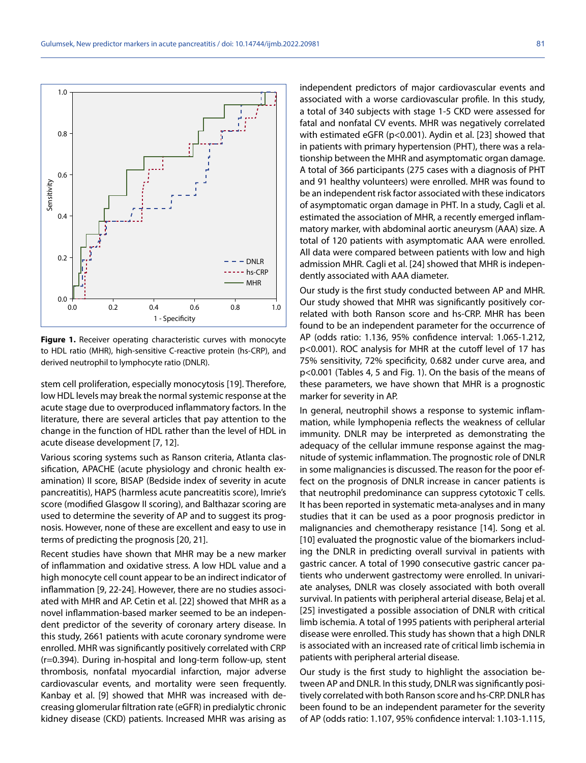Figure 1. Receiver operating characteristic curves with monocyte to HDL ratio (MHR), high-sensitive C-reactive protein (hs-CRP), and derived neutrophil to lymphocyte ratio (DNLR).

stem cell proliferation, especially monocytosis [19]. Therefore, low HDL levels may break the normal systemic response at the acute stage due to overproduced inflammatory factors. In the literature, there are several articles that pay attention to the change in the function of HDL rather than the level of HDL in acute disease development [7, 12].

Various scoring systems such as Ranson criteria, Atlanta classification, APACHE (acute physiology and chronic health examination) II score, BISAP (Bedside index of severity in acute pancreatitis), HAPS (harmless acute pancreatitis score), Imrie's score (modified Glasgow II scoring), and Balthazar scoring are used to determine the severity of AP and to suggest its prognosis. However, none of these are excellent and easy to use in terms of predicting the prognosis [20, 21].

Recent studies have shown that MHR may be a new marker of inflammation and oxidative stress. A low HDL value and a high monocyte cell count appear to be an indirect indicator of inflammation [9, 22-24]. However, there are no studies associated with MHR and AP. Cetin et al. [22] showed that MHR as a novel inflammation-based marker seemed to be an independent predictor of the severity of coronary artery disease. In this study, 2661 patients with acute coronary syndrome were enrolled. MHR was significantly positively correlated with CRP (r=0.394). During in-hospital and long-term follow-up, stent thrombosis, nonfatal myocardial infarction, major adverse cardiovascular events, and mortality were seen frequently. Kanbay et al. [9] showed that MHR was increased with decreasing glomerular filtration rate (eGFR) in predialytic chronic kidney disease (CKD) patients. Increased MHR was arising as independent predictors of major cardiovascular events and associated with a worse cardiovascular profile. In this study, a total of 340 subjects with stage 1-5 CKD were assessed for fatal and nonfatal CV events. MHR was negatively correlated with estimated eGFR (p<0.001). Aydin et al. [23] showed that in patients with primary hypertension (PHT), there was a relationship between the MHR and asymptomatic organ damage. A total of 366 participants (275 cases with a diagnosis of PHT and 91 healthy volunteers) were enrolled. MHR was found to be an independent risk factor associated with these indicators of asymptomatic organ damage in PHT. In a study, Cagli et al. estimated the association of MHR, a recently emerged inflammatory marker, with abdominal aortic aneurysm (AAA) size. A total of 120 patients with asymptomatic AAA were enrolled. All data were compared between patients with low and high admission MHR. Cagli et al. [24] showed that MHR is independently associated with AAA diameter.

Our study is the first study conducted between AP and MHR. Our study showed that MHR was significantly positively correlated with both Ranson score and hs-CRP. MHR has been found to be an independent parameter for the occurrence of AP (odds ratio: 1.136, 95% confidence interval: 1.065-1.212, p<0.001). ROC analysis for MHR at the cutoff level of 17 has 75% sensitivity, 72% specificity, 0.682 under curve area, and p<0.001 (Tables 4, 5 and Fig. 1). On the basis of the means of these parameters, we have shown that MHR is a prognostic marker for severity in AP.

In general, neutrophil shows a response to systemic inflammation, while lymphopenia reflects the weakness of cellular immunity. DNLR may be interpreted as demonstrating the adequacy of the cellular immune response against the magnitude of systemic inflammation. The prognostic role of DNLR in some malignancies is discussed. The reason for the poor effect on the prognosis of DNLR increase in cancer patients is that neutrophil predominance can suppress cytotoxic T cells. It has been reported in systematic meta-analyses and in many studies that it can be used as a poor prognosis predictor in malignancies and chemotherapy resistance [14]. Song et al. [10] evaluated the prognostic value of the biomarkers including the DNLR in predicting overall survival in patients with gastric cancer. A total of 1990 consecutive gastric cancer patients who underwent gastrectomy were enrolled. In univariate analyses, DNLR was closely associated with both overall survival. In patients with peripheral arterial disease, Belaj et al. [25] investigated a possible association of DNLR with critical limb ischemia. A total of 1995 patients with peripheral arterial disease were enrolled. This study has shown that a high DNLR is associated with an increased rate of critical limb ischemia in patients with peripheral arterial disease.

Our study is the first study to highlight the association between AP and DNLR. In this study, DNLR was significantly positively correlated with both Ranson score and hs-CRP. DNLR has been found to be an independent parameter for the severity of AP (odds ratio: 1.107, 95% confidence interval: 1.103-1.115,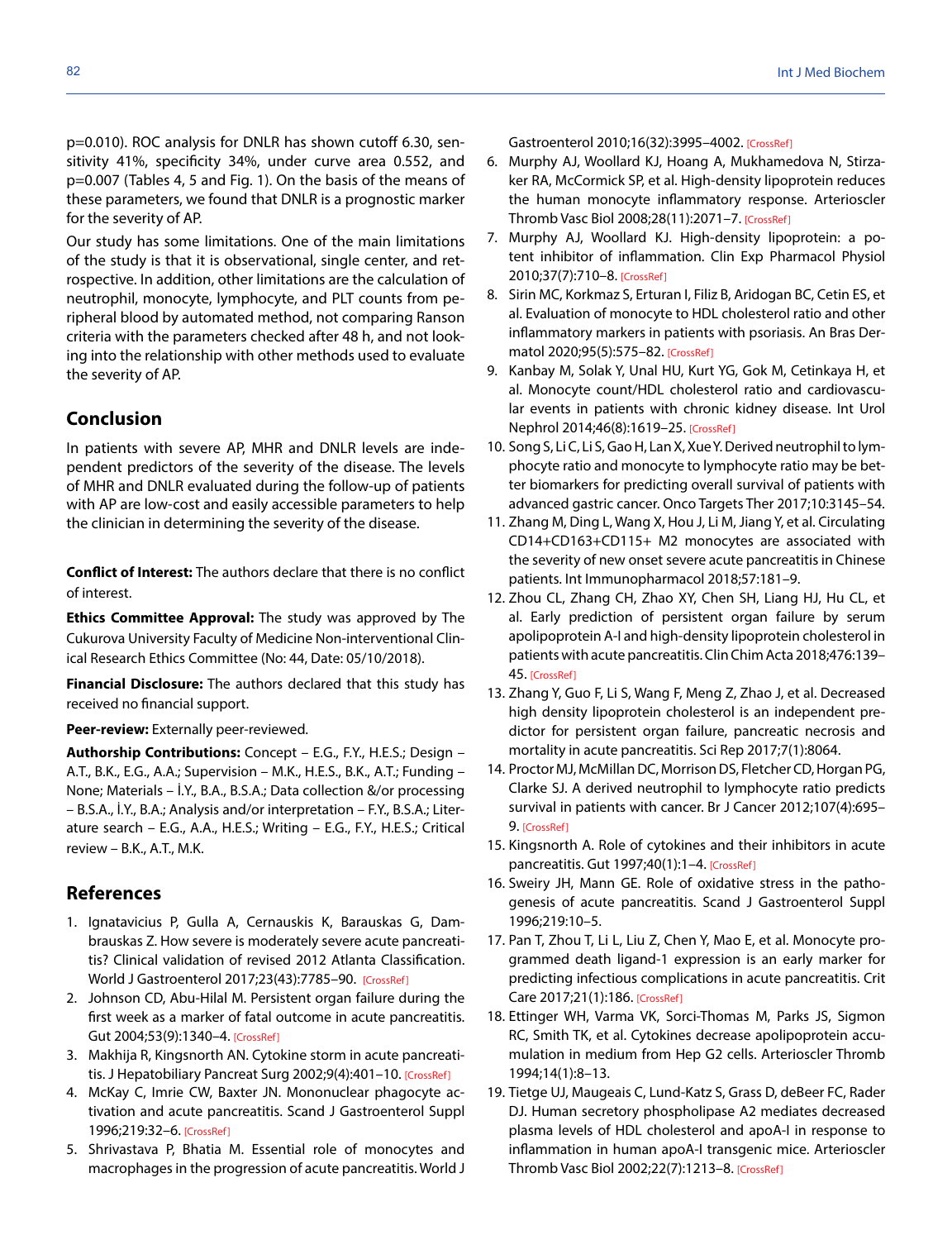p=0.010). ROC analysis for DNLR has shown cutoff 6.30, sensitivity 41%, specificity 34%, under curve area 0.552, and p=0.007 (Tables 4, 5 and Fig. 1). On the basis of the means of these parameters, we found that DNLR is a prognostic marker for the severity of AP.

Our study has some limitations. One of the main limitations of the study is that it is observational, single center, and retrospective. In addition, other limitations are the calculation of neutrophil, monocyte, lymphocyte, and PLT counts from peripheral blood by automated method, not comparing Ranson criteria with the parameters checked after 48 h, and not looking into the relationship with other methods used to evaluate the severity of AP.

## Conclusion

In patients with severe AP, MHR and DNLR levels are independent predictors of the severity of the disease. The levels of MHR and DNLR evaluated during the follow-up of patients with AP are low-cost and easily accessible parameters to help the clinician in determining the severity of the disease.

**Conflict of Interest:** The authors declare that there is no conflict of interest.

**Ethics Committee Approval:** The study was approved by The Cukurova University Faculty of Medicine Non-interventional Clinical Research Ethics Committee (No: 44, Date: 05/10/2018).

**Financial Disclosure:** The authors declared that this study has received no financial support.

**Peer-review:** Externally peer-reviewed.

**Authorship Contributions:** Concept – E.G., F.Y., H.E.S.; Design – A.T., B.K., E.G., A.A.; Supervision – M.K., H.E.S., B.K., A.T.; Funding – None; Materials – İ.Y., B.A., B.S.A.; Data collection &/or processing – B.S.A., İ.Y., B.A.; Analysis and/or interpretation – F.Y., B.S.A.; Literature search – E.G., A.A., H.E.S.; Writing – E.G., F.Y., H.E.S.; Critical review – B.K., A.T., M.K.

## References

1. Ignatavicius P, Gulla A, Cernauskis K, Barauskas G, Dambrauskas Z. How severe is moderately severe acute pancreatitis? Clinical validation of revised 2012 Atlanta Classification. World J Gastroenterol 2017;23(43):7785–90. [CrossRef]
2. Johnson CD, Abu-Hilal M. Persistent organ failure during the first week as a marker of fatal outcome in acute pancreatitis. Gut 2004;53(9):1340–4. [CrossRef]
3. Makhija R, Kingsnorth AN. Cytokine storm in acute pancreatitis. J Hepatobiliary Pancreat Surg 2002;9(4):401–10. [CrossRef]
4. McKay C, Imrie CW, Baxter JN. Mononuclear phagocyte activation and acute pancreatitis. Scand J Gastroenterol Suppl 1996;219:32–6. [CrossRef]
5. Shrivastava P, Bhatia M. Essential role of monocytes and macrophages in the progression of acute pancreatitis. World J Gastroenterol 2010;16(32):3995–4002. [CrossRef]
6. Murphy AJ, Woollard KJ, Hoang A, Mukhamedova N, Stirzaker RA, McCormick SP, et al. High-density lipoprotein reduces the human monocyte inflammatory response. Arterioscler Thromb Vasc Biol 2008;28(11):2071–7. [CrossRef]
7. Murphy AJ, Woollard KJ. High-density lipoprotein: a potent inhibitor of inflammation. Clin Exp Pharmacol Physiol 2010;37(7):710–8. [CrossRef]
8. Sirin MC, Korkmaz S, Erturan I, Filiz B, Aridogan BC, Cetin ES, et al. Evaluation of monocyte to HDL cholesterol ratio and other inflammatory markers in patients with psoriasis. An Bras Dermatol 2020;95(5):575–82. [CrossRef]
9. Kanbay M, Solak Y, Unal HU, Kurt YG, Gok M, Cetinkaya H, et al. Monocyte count/HDL cholesterol ratio and cardiovascular events in patients with chronic kidney disease. Int Urol Nephrol 2014;46(8):1619–25. [CrossRef]
10. Song S, Li C, Li S, Gao H, Lan X, Xue Y. Derived neutrophil to lymphocyte ratio and monocyte to lymphocyte ratio may be better biomarkers for predicting overall survival of patients with advanced gastric cancer. Onco Targets Ther 2017;10:3145–54.
11. Zhang M, Ding L, Wang X, Hou J, Li M, Jiang Y, et al. Circulating CD14+CD163+CD115+ M2 monocytes are associated with the severity of new onset severe acute pancreatitis in Chinese patients. Int Immunopharmacol 2018;57:181–9.
12. Zhou CL, Zhang CH, Zhao XY, Chen SH, Liang HJ, Hu CL, et al. Early prediction of persistent organ failure by serum apolipoprotein A-I and high-density lipoprotein cholesterol in patients with acute pancreatitis. Clin Chim Acta 2018;476:139–45. [CrossRef]
13. Zhang Y, Guo F, Li S, Wang F, Meng Z, Zhao J, et al. Decreased high density lipoprotein cholesterol is an independent predictor for persistent organ failure, pancreatic necrosis and mortality in acute pancreatitis. Sci Rep 2017;7(1):8064.
14. Proctor MJ, McMillan DC, Morrison DS, Fletcher CD, Horgan PG, Clarke SJ. A derived neutrophil to lymphocyte ratio predicts survival in patients with cancer. Br J Cancer 2012;107(4):695–9. [CrossRef]
15. Kingsnorth A. Role of cytokines and their inhibitors in acute pancreatitis. Gut 1997;40(1):1–4. [CrossRef]
16. Sweiry JH, Mann GE. Role of oxidative stress in the pathogenesis of acute pancreatitis. Scand J Gastroenterol Suppl 1996;219:10–5.
17. Pan T, Zhou T, Li L, Liu Z, Chen Y, Mao E, et al. Monocyte programmed death ligand-1 expression is an early marker for predicting infectious complications in acute pancreatitis. Crit Care 2017;21(1):186. [CrossRef]
18. Ettinger WH, Varma VK, Sorci-Thomas M, Parks JS, Sigmon RC, Smith TK, et al. Cytokines decrease apolipoprotein accumulation in medium from Hep G2 cells. Arterioscler Thromb 1994;14(1):8–13.
19. Tietge UJ, Maugeais C, Lund-Katz S, Grass D, deBeer FC, Rader DJ. Human secretory phospholipase A2 mediates decreased plasma levels of HDL cholesterol and apoA-I in response to inflammation in human apoA-I transgenic mice. Arterioscler Thromb Vasc Biol 2002;22(7):1213–8. [CrossRef]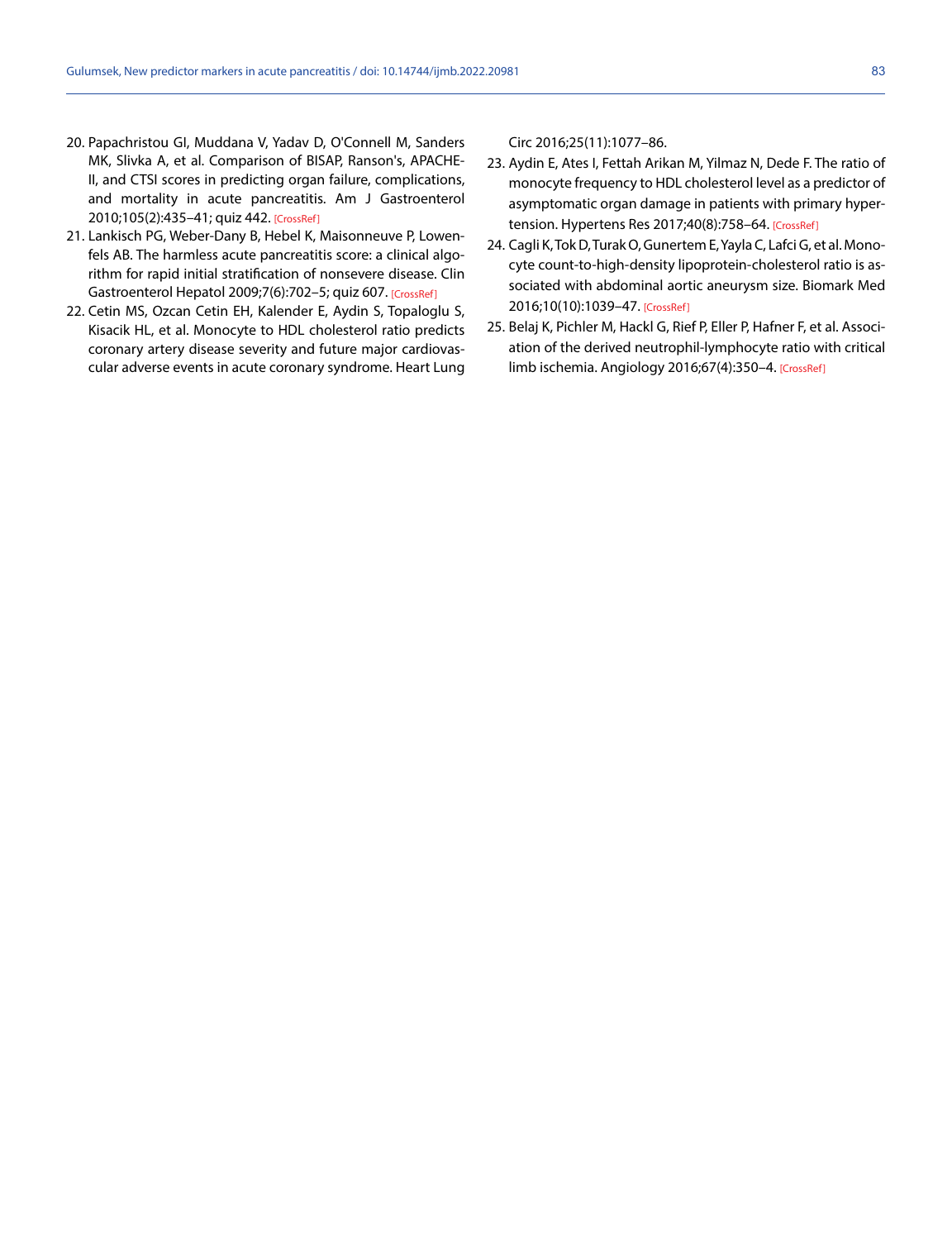20. Papachristou GI, Muddana V, Yadav D, O'Connell M, Sanders MK, Slivka A, et al. Comparison of BISAP, Ranson's, APACHE-II, and CTSI scores in predicting organ failure, complications, and mortality in acute pancreatitis. Am J Gastroenterol 2010;105(2):435–41; quiz 442. [CrossRef]
21. Lankisch PG, Weber-Dany B, Hebel K, Maisonneuve P, Lowenfels AB. The harmless acute pancreatitis score: a clinical algorithm for rapid initial stratification of nonsevere disease. Clin Gastroenterol Hepatol 2009;7(6):702–5; quiz 607. [CrossRef]
22. Cetin MS, Ozcan Cetin EH, Kalender E, Aydin S, Topaloglu S, Kisacik HL, et al. Monocyte to HDL cholesterol ratio predicts coronary artery disease severity and future major cardiovascular adverse events in acute coronary syndrome. Heart Lung Circ 2016;25(11):1077–86.
23. Aydin E, Ates I, Fettah Arikan M, Yilmaz N, Dede F. The ratio of monocyte frequency to HDL cholesterol level as a predictor of asymptomatic organ damage in patients with primary hypertension. Hypertens Res 2017;40(8):758–64. [CrossRef]
24. Cagli K, Tok D, Turak O, Gunertem E, Yayla C, Lafci G, et al. Monocyte count-to-high-density lipoprotein-cholesterol ratio is associated with abdominal aortic aneurysm size. Biomark Med 2016;10(10):1039–47. [CrossRef]
25. Belaj K, Pichler M, Hackl G, Rief P, Eller P, Hafner F, et al. Association of the derived neutrophil-lymphocyte ratio with critical limb ischemia. Angiology 2016;67(4):350–4. [CrossRef]